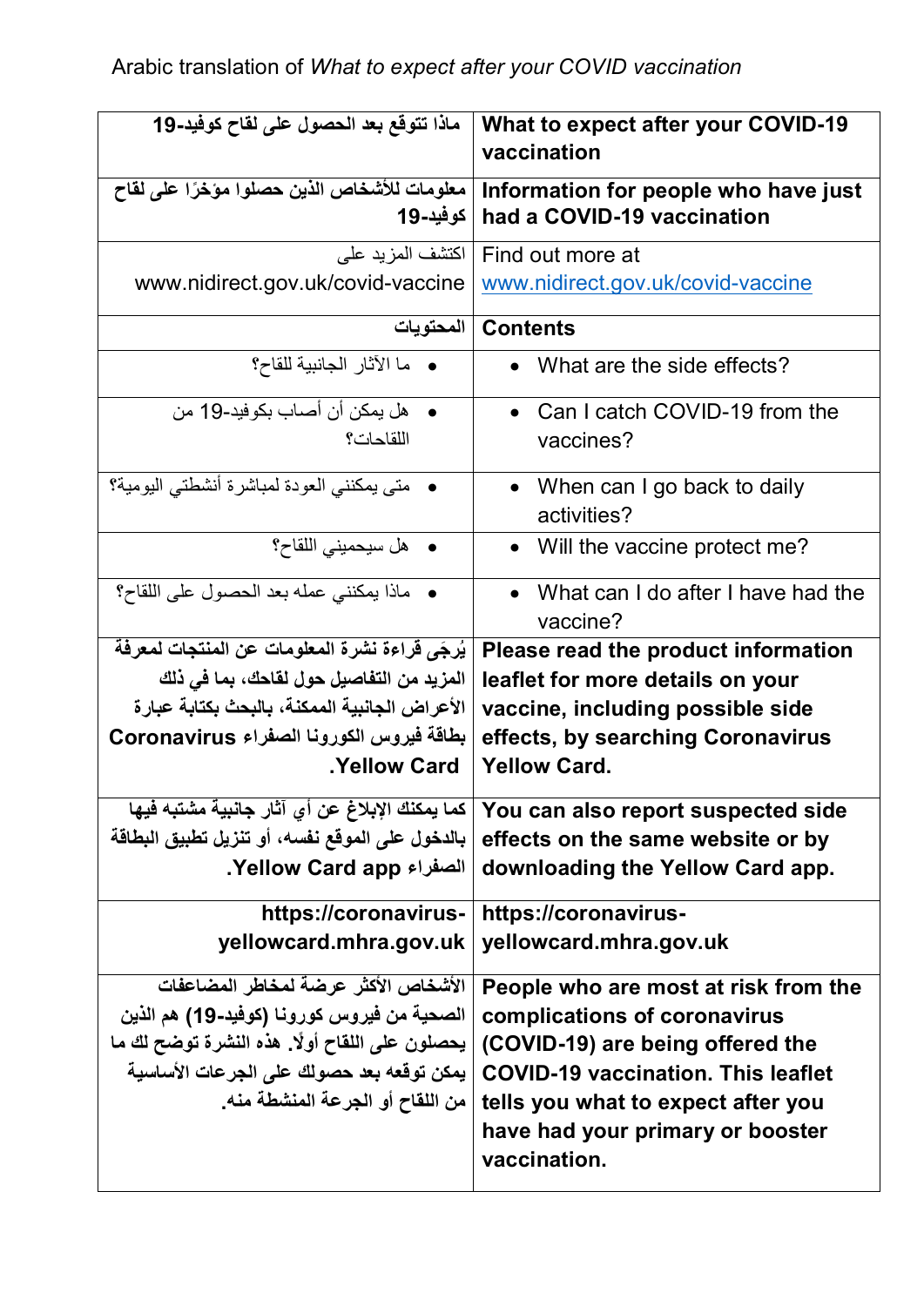Arabic translation of *What to expect after your COVID vaccination*

| ماذا تتوقع بعد الحصول على لقاح كوفيد-19 | **What to expect after your COVID-19 vaccination** |
|---|---|
| **معلومات للأشخاص الذين حصلوا مؤخرًا على لقاح كوفيد-19** | **Information for people who have just had a COVID-19 vaccination** |
| اكتشف المزيد على www.nidirect.gov.uk/covid-vaccine | Find out more at www.nidirect.gov.uk/covid-vaccine |
| **المحتويات** | **Contents** |
| • ما الآثار الجانبية للقاح؟ | • What are the side effects? |
| • هل يمكن أن أصاب بكوفيد-19 من اللقاحات؟ | • Can I catch COVID-19 from the vaccines? |
| • متى يمكنني العودة لمباشرة أنشطتي اليومية؟ | • When can I go back to daily activities? |
| • هل سيحميني اللقاح؟ | • Will the vaccine protect me? |
| • ماذا يمكنني عمله بعد الحصول على اللقاح؟ | • What can I do after I have had the vaccine? |
| **يُرجَى قراءة نشرة المعلومات عن المنتجات لمعرفة المزيد من التفاصيل حول لقاحك، بما في ذلك الأعراض الجانبية الممكنة، بالبحث بكتابة عبارة بطاقة فيروس الكورونا الصفراء Coronavirus Yellow Card.** | **Please read the product information leaflet for more details on your vaccine, including possible side effects, by searching Coronavirus Yellow Card.** |
| **كما يمكنك الإبلاغ عن أي آثار جانبية مشتبه فيها بالدخول على الموقع نفسه، أو تنزيل تطبيق البطاقة الصفراء Yellow Card app.** | **You can also report suspected side effects on the same website or by downloading the Yellow Card app.** |
| **https://coronavirus-yellowcard.mhra.gov.uk** | **https://coronavirus-yellowcard.mhra.gov.uk** |
| **الأشخاص الأكثر عرضة لمخاطر المضاعفات الصحية من فيروس كورونا (كوفيد-19) هم الذين يحصلون على اللقاح أولًا. هذه النشرة توضح لك ما يمكن توقعه بعد حصولك على الجرعات الأساسية من اللقاح أو الجرعة المنشطة منه.** | **People who are most at risk from the complications of coronavirus (COVID-19) are being offered the COVID-19 vaccination. This leaflet tells you what to expect after you have had your primary or booster vaccination.** |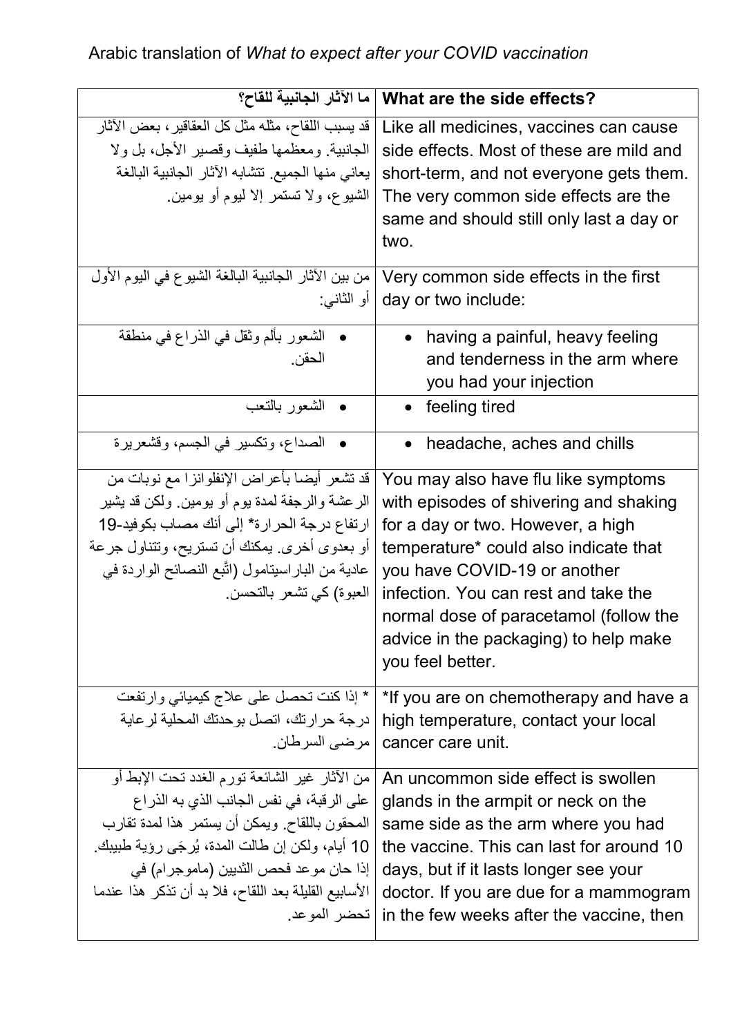Arabic translation of *What to expect after your COVID vaccination*

| ما الآثار الجانبية للقاح؟ | **What are the side effects?** |
|---|---|
| قد يسبب اللقاح، مثله مثل كل العقاقير، بعض الآثار الجانبية. ومعظمها طفيف وقصير الأجل، بل ولا يعاني منها الجميع. تتشابه الآثار الجانبية البالغة الشيوع، ولا تستمر إلا ليوم أو يومين. | Like all medicines, vaccines can cause side effects. Most of these are mild and short-term, and not everyone gets them. The very common side effects are the same and should still only last a day or two. |
| من بين الآثار الجانبية البالغة الشيوع في اليوم الأول أو الثاني: | Very common side effects in the first day or two include: |
| • الشعور بألم وثقل في الذراع في منطقة الحقن. | • having a painful, heavy feeling and tenderness in the arm where you had your injection |
| • الشعور بالتعب | • feeling tired |
| • الصداع، وتكسير في الجسم، وقشعريرة | • headache, aches and chills |
| قد تشعر أيضا بأعراض الإنفلوانزا مع نوبات من الرعشة والرجفة لمدة يوم أو يومين. ولكن قد يشير ارتفاع درجة الحرارة* إلى أنك مصاب بكوفيد-19 أو بعدوى أخرى. يمكنك أن تستريح، وتتناول جرعة عادية من الباراسيتامول (اتَّبع النصائح الواردة في العبوة) كي تشعر بالتحسن. | You may also have flu like symptoms with episodes of shivering and shaking for a day or two. However, a high temperature* could also indicate that you have COVID-19 or another infection. You can rest and take the normal dose of paracetamol (follow the advice in the packaging) to help make you feel better. |
| * إذا كنت تحصل على علاج كيميائي وارتفعت درجة حرارتك، اتصل بوحدتك المحلية لرعاية مرضى السرطان. | *If you are on chemotherapy and have a high temperature, contact your local cancer care unit. |
| من الآثار غير الشائعة تورم الغدد تحت الإبط أو على الرقبة، في نفس الجانب الذي به الذراع المحقون باللقاح. ويمكن أن يستمر هذا لمدة تقارب 10 أيام، ولكن إن طالت المدة، يُرجَى رؤية طبيبك. إذا حان موعد فحص الثديين (ماموجرام) في الأسابيع القليلة بعد اللقاح، فلا بد أن تذكر هذا عندما تحضر الموعد. | An uncommon side effect is swollen glands in the armpit or neck on the same side as the arm where you had the vaccine. This can last for around 10 days, but if it lasts longer see your doctor. If you are due for a mammogram in the few weeks after the vaccine, then |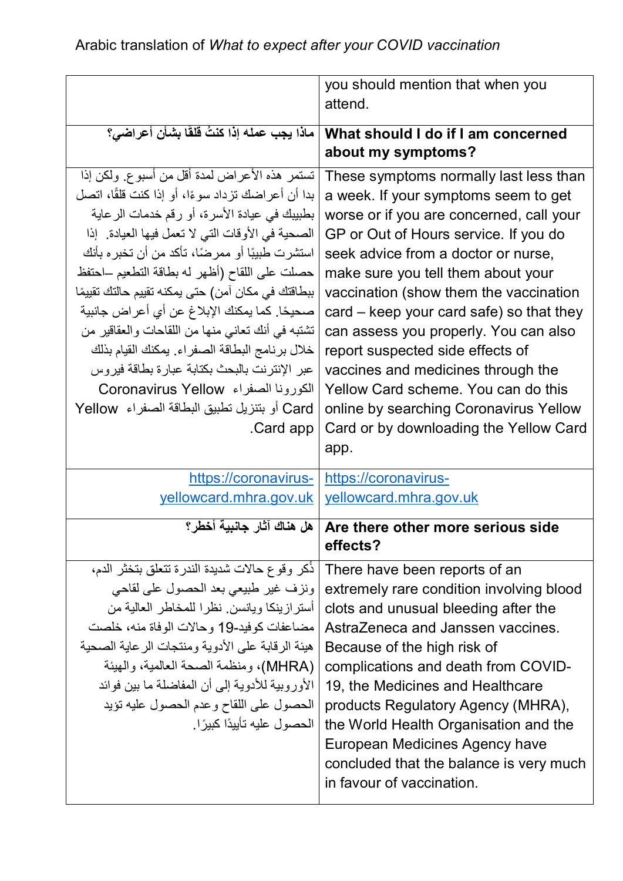| | |
|---|---|
| | you should mention that when you attend. |
| **ماذا يجب عمله إذا كنتُ قلقًا بشأن أعراضي؟** | **What should I do if I am concerned about my symptoms?** |
| تستمر هذه الأعراض لمدة أقل من أسبوع. ولكن إذا بدا أن أعراضك تزداد سوءًا، أو إذا كنت قلقًا، اتصل بطبيبك في عيادة الأسرة، أو رقم خدمات الرعاية الصحية في الأوقات التي لا تعمل فيها العيادة. إذا استشرت طبيبًا أو ممرضًا، تأكد من أن تخبره بأنك حصلت على اللقاح (أظهر له بطاقة التطعيم –احتفظ ببطاقتك في مكان آمن) حتى يمكنه تقييم حالتك تقييمًا صحيحًا. كما يمكنك الإبلاغ عن أي أعراض جانبية تشتبه في أنك تعاني منها من اللقاحات والعقاقير من خلال برنامج البطاقة الصفراء. يمكنك القيام بذلك عبر الإنترنت بالبحث بكتابة عبارة بطاقة فيروس الكورونا الصفراء Coronavirus Yellow Card أو بتنزيل تطبيق البطاقة الصفراء Yellow Card app. | These symptoms normally last less than a week. If your symptoms seem to get worse or if you are concerned, call your GP or Out of Hours service. If you do seek advice from a doctor or nurse, make sure you tell them about your vaccination (show them the vaccination card – keep your card safe) so that they can assess you properly. You can also report suspected side effects of vaccines and medicines through the Yellow Card scheme. You can do this online by searching Coronavirus Yellow Card or by downloading the Yellow Card app. |
| https://coronavirus-yellowcard.mhra.gov.uk | https://coronavirus-yellowcard.mhra.gov.uk |
| **هل هناك آثار جانبية أخطر؟** | **Are there other more serious side effects?** |
| ذُكر وقوع حالات شديدة الندرة تتعلق بتخثر الدم، ونزف غير طبيعي بعد الحصول على لقاحي أسترازينكا ويانسن. نظرا للمخاطر العالية من مضاعفات كوفيد-19 وحالات الوفاة منه، خلصت هيئة الرقابة على الأدوية ومنتجات الرعاية الصحية (MHRA)، ومنظمة الصحة العالمية، والهيئة الأوروبية للأدوية إلى أن المفاضلة ما بين فوائد الحصول على اللقاح وعدم الحصول عليه تؤيد الحصول عليه تأييدًا كبيرًا. | There have been reports of an extremely rare condition involving blood clots and unusual bleeding after the AstraZeneca and Janssen vaccines. Because of the high risk of complications and death from COVID-19, the Medicines and Healthcare products Regulatory Agency (MHRA), the World Health Organisation and the European Medicines Agency have concluded that the balance is very much in favour of vaccination. |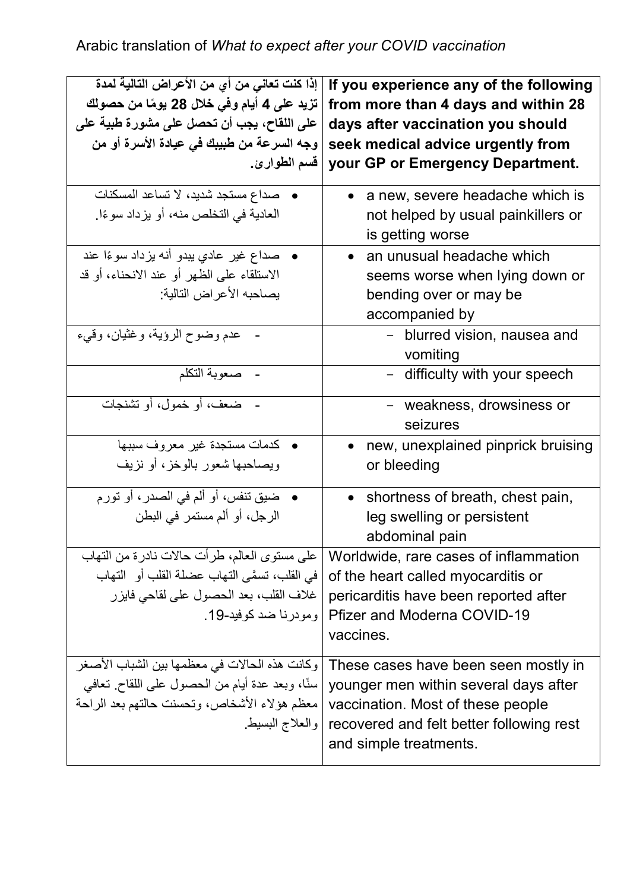Arabic translation of *What to expect after your COVID vaccination*

| **إذا كنت تعاني من أي من الأعراض التالية لمدة تزيد على 4 أيام وفي خلال 28 يومًا من حصولك على اللقاح، يجب أن تحصل على مشورة طبية على وجه السرعة من طبيبك في عيادة الأسرة أو من قسم الطوارئ.** | **If you experience any of the following from more than 4 days and within 28 days after vaccination you should seek medical advice urgently from your GP or Emergency Department.** |
|---|---|
| • صداع مستجد شديد، لا تساعد المسكنات العادية في التخلص منه، أو يزداد سوءًا. | • a new, severe headache which is not helped by usual painkillers or is getting worse |
| • صداع غير عادي يبدو أنه يزداد سوءًا عند الاستلقاء على الظهر أو عند الانحناء، أو قد يصاحبه الأعراض التالية: | • an unusual headache which seems worse when lying down or bending over or may be accompanied by |
| - عدم وضوح الرؤية، وغثيان، وقيء | - blurred vision, nausea and vomiting |
| - صعوبة التكلم | - difficulty with your speech |
| - ضعف، أو خمول، أو تشنجات | - weakness, drowsiness or seizures |
| • كدمات مستجدة غير معروف سببها ويصاحبها شعور بالوخز، أو نزيف | • new, unexplained pinprick bruising or bleeding |
| • ضيق تنفس، أو ألم في الصدر، أو تورم الرجل، أو ألم مستمر في البطن | • shortness of breath, chest pain, leg swelling or persistent abdominal pain |
| على مستوى العالم، طرأت حالات نادرة من التهاب في القلب، تسمَّى التهاب عضلة القلب أو التهاب غلاف القلب، بعد الحصول على لقاحي فايزر ومودرنا ضد كوفيد-19. | Worldwide, rare cases of inflammation of the heart called myocarditis or pericarditis have been reported after Pfizer and Moderna COVID-19 vaccines. |
| وكانت هذه الحالات في معظمها بين الشباب الأصغر سنًا، وبعد عدة أيام من الحصول على اللقاح. تعافي معظم هؤلاء الأشخاص، وتحسنت حالتهم بعد الراحة والعلاج البسيط. | These cases have been seen mostly in younger men within several days after vaccination. Most of these people recovered and felt better following rest and simple treatments. |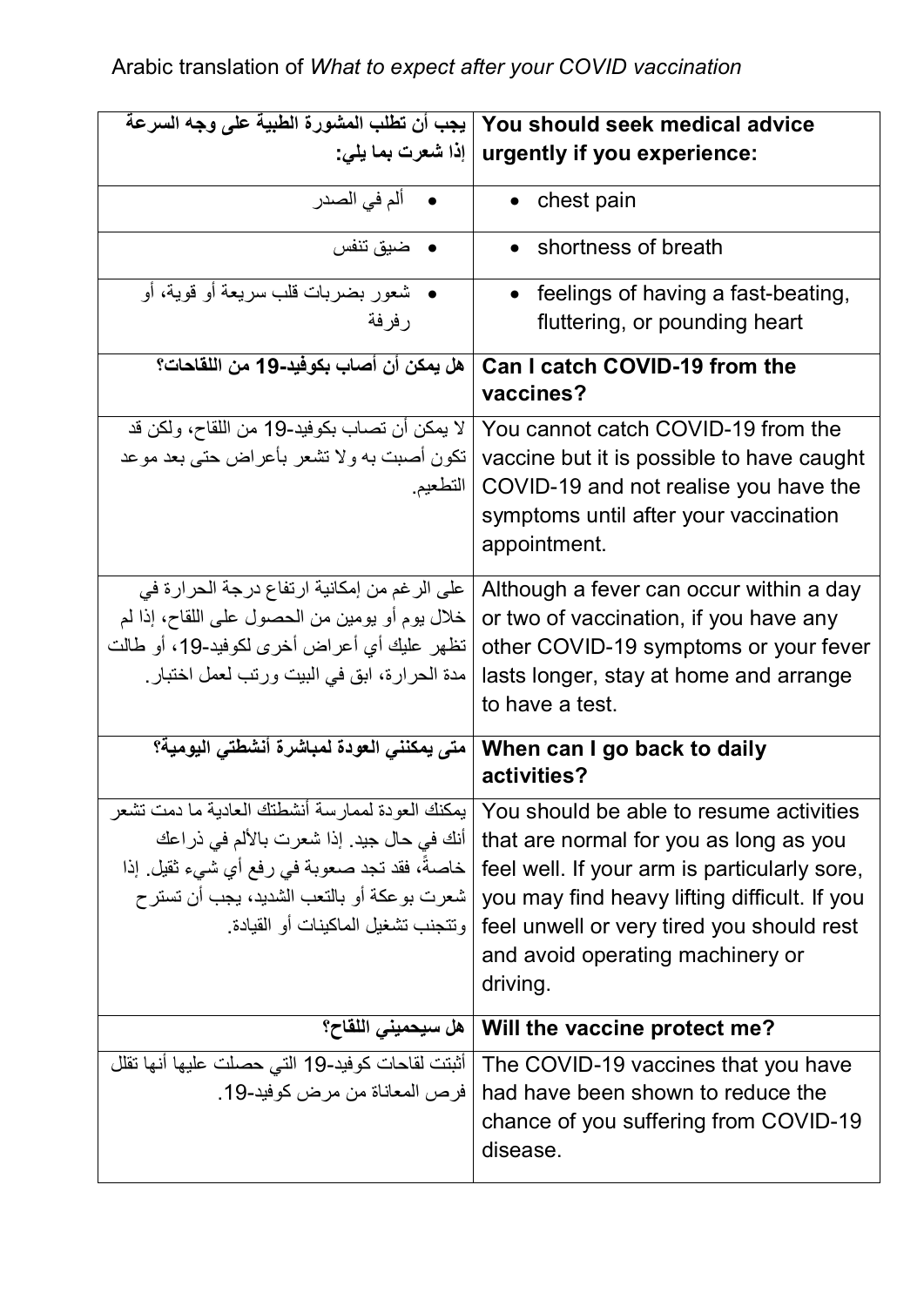Arabic translation of *What to expect after your COVID vaccination*

| **يجب أن تطلب المشورة الطبية على وجه السرعة إذا شعرت بما يلي:** | **You should seek medical advice urgently if you experience:** |
|---|---|
| • ألم في الصدر | • chest pain |
| • ضيق تنفس | • shortness of breath |
| • شعور بضربات قلب سريعة أو قوية، أو رفرفة | • feelings of having a fast-beating, fluttering, or pounding heart |
| **هل يمكن أن أصاب بكوفيد-19 من اللقاحات؟** | **Can I catch COVID-19 from the vaccines?** |
| لا يمكن أن تصاب بكوفيد-19 من اللقاح، ولكن قد تكون أصبت به ولا تشعر بأعراض حتى بعد موعد التطعيم. | You cannot catch COVID-19 from the vaccine but it is possible to have caught COVID-19 and not realise you have the symptoms until after your vaccination appointment. |
| على الرغم من إمكانية ارتفاع درجة الحرارة في خلال يوم أو يومين من الحصول على اللقاح، إذا لم تظهر عليك أي أعراض أخرى لكوفيد-19، أو طالت مدة الحرارة، ابق في البيت ورتب لعمل اختبار. | Although a fever can occur within a day or two of vaccination, if you have any other COVID-19 symptoms or your fever lasts longer, stay at home and arrange to have a test. |
| **متى يمكنني العودة لمباشرة أنشطتي اليومية؟** | **When can I go back to daily activities?** |
| يمكنك العودة لممارسة أنشطتك العادية ما دمت تشعر أنك في حال جيد. إذا شعرت بالألم في ذراعك خاصةً، فقد تجد صعوبة في رفع أي شيء ثقيل. إذا شعرت بوعكة أو بالتعب الشديد، يجب أن تسترح وتتجنب تشغيل الماكينات أو القيادة. | You should be able to resume activities that are normal for you as long as you feel well. If your arm is particularly sore, you may find heavy lifting difficult. If you feel unwell or very tired you should rest and avoid operating machinery or driving. |
| **هل سيحميني اللقاح؟** | **Will the vaccine protect me?** |
| أثبتت لقاحات كوفيد-19 التي حصلت عليها أنها تقلل فرص المعاناة من مرض كوفيد-19. | The COVID-19 vaccines that you have had have been shown to reduce the chance of you suffering from COVID-19 disease. |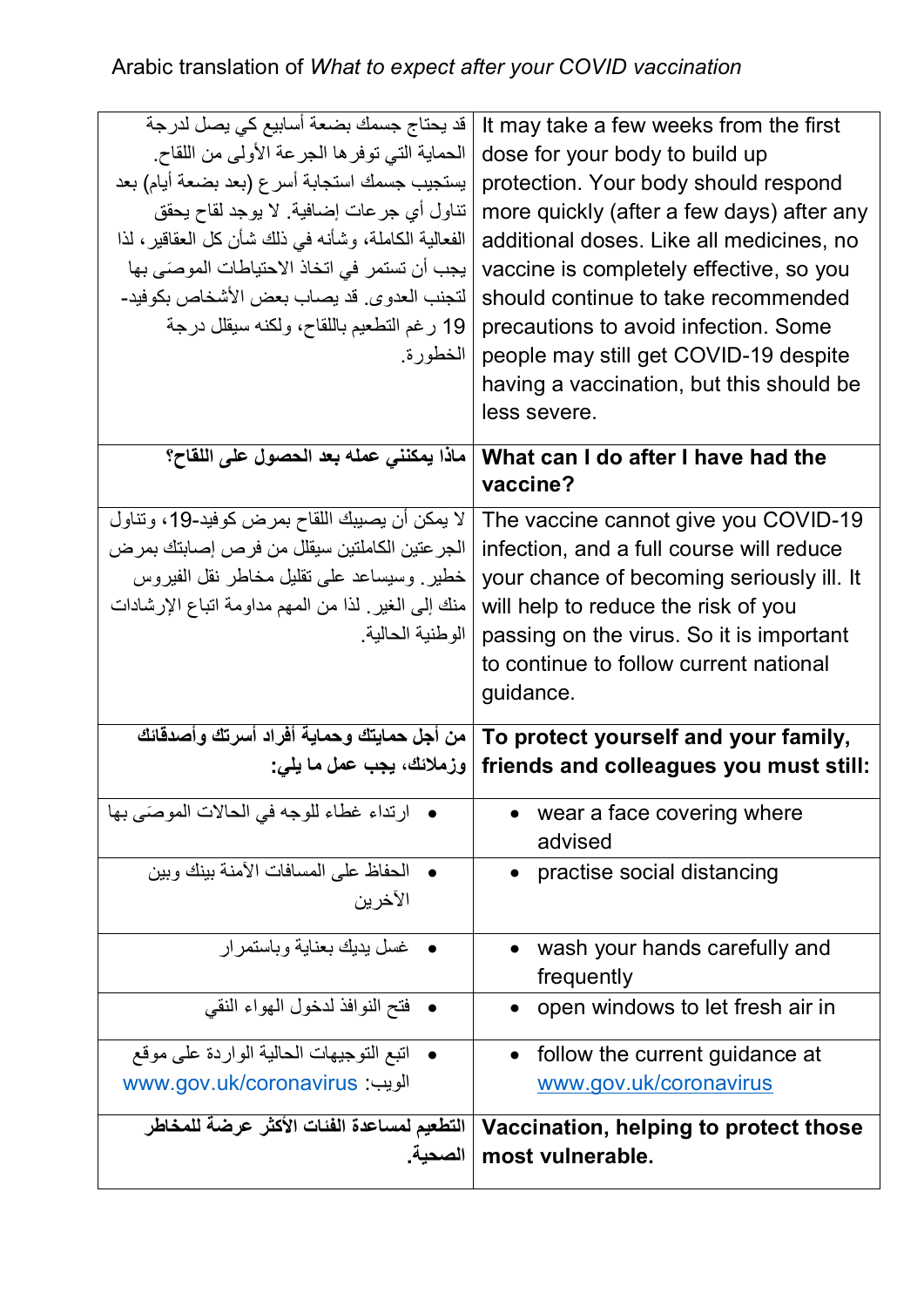Arabic translation of *What to expect after your COVID vaccination*

| قد يحتاج جسمك بضعة أسابيع كي يصل لدرجة الحماية التي توفرها الجرعة الأولى من اللقاح. يستجيب جسمك استجابة أسرع (بعد بضعة أيام) بعد تناول أي جرعات إضافية. لا يوجد لقاح يحقق الفعالية الكاملة، وشأنه في ذلك شأن كل العقاقير، لذا يجب أن تستمر في اتخاذ الاحتياطات الموصَى بها لتجنب العدوى. قد يصاب بعض الأشخاص بكوفيد-19 رغم التطعيم باللقاح، ولكنه سيقلل درجة الخطورة. | It may take a few weeks from the first dose for your body to build up protection. Your body should respond more quickly (after a few days) after any additional doses. Like all medicines, no vaccine is completely effective, so you should continue to take recommended precautions to avoid infection. Some people may still get COVID-19 despite having a vaccination, but this should be less severe. |
|---|---|
| **ماذا يمكنني عمله بعد الحصول على اللقاح؟** | **What can I do after I have had the vaccine?** |
| لا يمكن أن يصيبك اللقاح بمرض كوفيد-19، وتناول الجرعتين الكاملتين سيقلل من فرص إصابتك بمرض خطير. وسيساعد على تقليل مخاطر نقل الفيروس منك إلى الغير. لذا من المهم مداومة اتباع الإرشادات الوطنية الحالية. | The vaccine cannot give you COVID-19 infection, and a full course will reduce your chance of becoming seriously ill. It will help to reduce the risk of you passing on the virus. So it is important to continue to follow current national guidance. |
| **من أجل حمايتك وحماية أفراد أسرتك وأصدقائك وزملائك، يجب عمل ما يلي:** | **To protect yourself and your family, friends and colleagues you must still:** |
| • ارتداء غطاء للوجه في الحالات الموصَى بها | • wear a face covering where advised |
| • الحفاظ على المسافات الآمنة بينك وبين الآخرين | • practise social distancing |
| • غسل يديك بعناية وباستمرار | • wash your hands carefully and frequently |
| • فتح النوافذ لدخول الهواء النقي | • open windows to let fresh air in |
| • اتبع التوجيهات الحالية الواردة على موقع الويب: www.gov.uk/coronavirus | • follow the current guidance at www.gov.uk/coronavirus |
| **التطعيم لمساعدة الفئات الأكثر عرضة للمخاطر الصحية.** | **Vaccination, helping to protect those most vulnerable.** |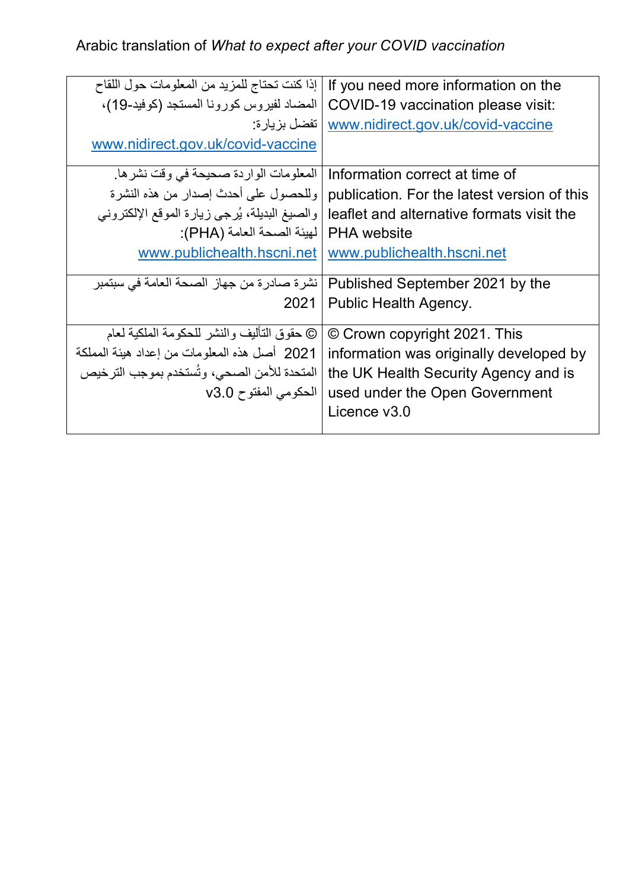Arabic translation of *What to expect after your COVID vaccination*

| | |
|---|---|
| إذا كنت تحتاج للمزيد من المعلومات حول اللقاح المضاد لفيروس كورونا المستجد (كوفيد-19)، تفضل بزيارة: www.nidirect.gov.uk/covid-vaccine | If you need more information on the COVID-19 vaccination please visit: www.nidirect.gov.uk/covid-vaccine |
| المعلومات الواردة صحيحة في وقت نشرها. وللحصول على أحدث إصدار من هذه النشرة والصيغ البديلة، يُرجى زيارة الموقع الإلكتروني لهيئة الصحة العامة (PHA): www.publichealth.hscni.net | Information correct at time of publication. For the latest version of this leaflet and alternative formats visit the PHA website www.publichealth.hscni.net |
| نشرة صادرة من جهاز الصحة العامة في سبتمبر 2021 | Published September 2021 by the Public Health Agency. |
| © حقوق التأليف والنشر للحكومة الملكية لعام 2021 أصل هذه المعلومات من إعداد هيئة المملكة المتحدة للأمن الصحي، وتُستخدم بموجب الترخيص الحكومي المفتوح v3.0 | © Crown copyright 2021. This information was originally developed by the UK Health Security Agency and is used under the Open Government Licence v3.0 |